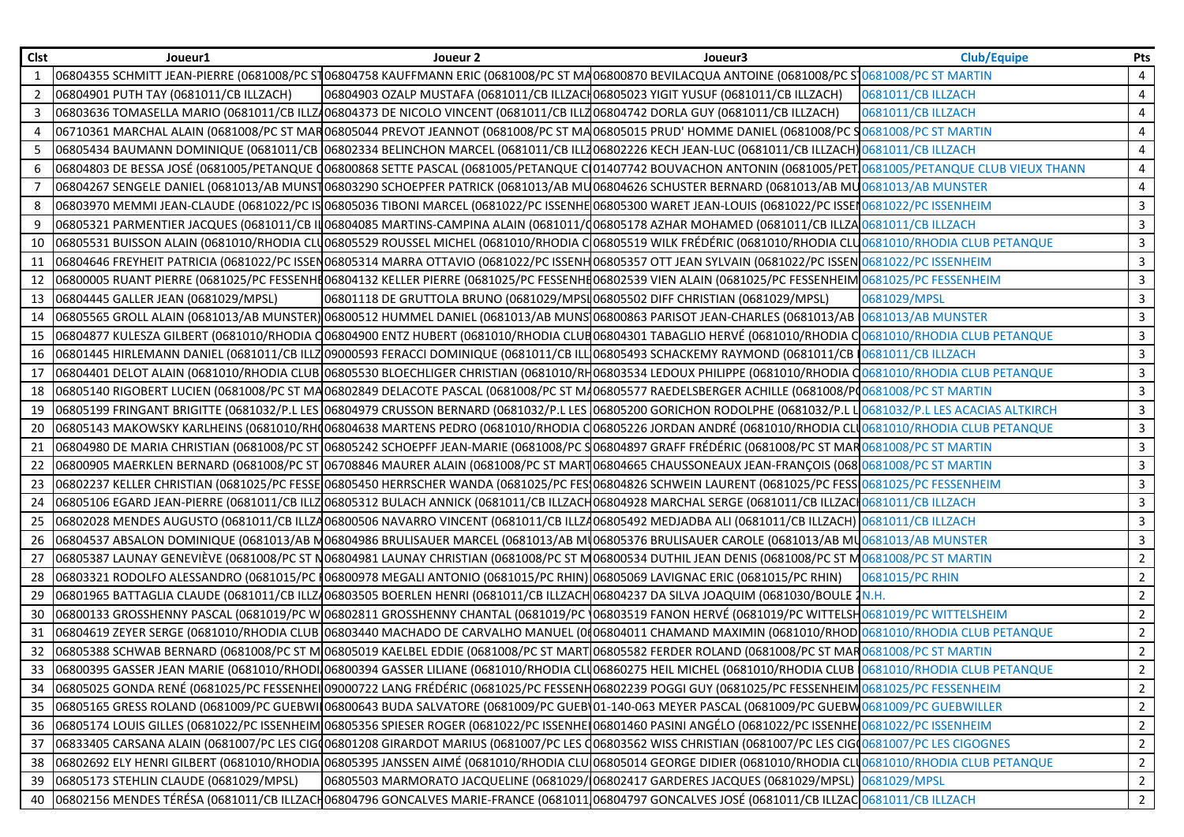| Clst | Joueur1 | Joueur 2 | Joueur3 | Club/Equipe | Pts |
|---|---|---|---|---|---|
| 1 | 06804355 SCHMITT JEAN-PIERRE (0681008/PC ST | 06804758 KAUFFMANN ERIC (0681008/PC ST MA | 06800870 BEVILACQUA ANTOINE (0681008/PC S | 0681008/PC ST MARTIN | 4 |
| 2 | 06804901 PUTH TAY (0681011/CB ILLZACH) | 06804903 OZALP MUSTAFA (0681011/CB ILLZACH | 06805023 YIGIT YUSUF (0681011/CB ILLZACH) | 0681011/CB ILLZACH | 4 |
| 3 | 06803636 TOMASELLA MARIO (0681011/CB ILLZ | 06804373 DE NICOLO VINCENT (0681011/CB ILLZ | 06804742 DORLA GUY (0681011/CB ILLZACH) | 0681011/CB ILLZACH | 4 |
| 4 | 06710361 MARCHAL ALAIN (0681008/PC ST MAR | 06805044 PREVOT JEANNOT (0681008/PC ST MA | 06805015 PRUD' HOMME DANIEL (0681008/PC S | 0681008/PC ST MARTIN | 4 |
| 5 | 06805434 BAUMANN DOMINIQUE (0681011/CB | 06802334 BELINCHON MARCEL (0681011/CB ILLZ | 06802226 KECH JEAN-LUC (0681011/CB ILLZACH) | 0681011/CB ILLZACH | 4 |
| 6 | 06804803 DE BESSA JOSÉ (0681005/PETANQUE C | 06800868 SETTE PASCAL (0681005/PETANQUE C | 01407742 BOUVACHON ANTONIN (0681005/PET | 0681005/PETANQUE CLUB VIEUX THANN | 4 |
| 7 | 06804267 SENGELE DANIEL (0681013/AB MUNST | 06803290 SCHOEPFER PATRICK (0681013/AB MU | 06804626 SCHUSTER BERNARD (0681013/AB MU | 0681013/AB MUNSTER | 4 |
| 8 | 06803970 MEMMI JEAN-CLAUDE (0681022/PC IS | 06805036 TIBONI MARCEL (0681022/PC ISSENHE | 06805300 WARET JEAN-LOUIS (0681022/PC ISSEN | 0681022/PC ISSENHEIM | 3 |
| 9 | 06805321 PARMENTIER JACQUES (0681011/CB IL | 06804085 MARTINS-CAMPINA ALAIN (0681011/C | 06805178 AZHAR MOHAMED (0681011/CB ILLZA | 0681011/CB ILLZACH | 3 |
| 10 | 06805531 BUISSON ALAIN (0681010/RHODIA CL | 06805529 ROUSSEL MICHEL (0681010/RHODIA C | 06805519 WILK FRÉDÉRIC (0681010/RHODIA CLU | 0681010/RHODIA CLUB PETANQUE | 3 |
| 11 | 06804646 FREYHEIT PATRICIA (0681022/PC ISSEN | 06805314 MARRA OTTAVIO (0681022/PC ISSENH | 06805357 OTT JEAN SYLVAIN (0681022/PC ISSEN | 0681022/PC ISSENHEIM | 3 |
| 12 | 06800005 RUANT PIERRE (0681025/PC FESSENHE | 06804132 KELLER PIERRE (0681025/PC FESSENHE | 06802539 VIEN ALAIN (0681025/PC FESSENHEIM | 0681025/PC FESSENHEIM | 3 |
| 13 | 06804445 GALLER JEAN (0681029/MPSL) | 06801118 DE GRUTTOLA BRUNO (0681029/MPSL | 06805502 DIFF CHRISTIAN (0681029/MPSL) | 0681029/MPSL | 3 |
| 14 | 06805565 GROLL ALAIN (0681013/AB MUNSTER) | 06800512 HUMMEL DANIEL (0681013/AB MUNS | 06800863 PARISOT JEAN-CHARLES (0681013/AB | 0681013/AB MUNSTER | 3 |
| 15 | 06804877 KULESZA GILBERT (0681010/RHODIA C | 06804900 ENTZ HUBERT (0681010/RHODIA CLUB | 06804301 TABAGLIO HERVÉ (0681010/RHODIA C | 0681010/RHODIA CLUB PETANQUE | 3 |
| 16 | 06801445 HIRLEMANN DANIEL (0681011/CB ILLZ | 09000593 FERACCI DOMINIQUE (0681011/CB ILL | 06805493 SCHACKEMY RAYMOND (0681011/CB | 0681011/CB ILLZACH | 3 |
| 17 | 06804401 DELOT ALAIN (0681010/RHODIA CLUB | 06805530 BLOECHLIGER CHRISTIAN (0681010/RH | 06803534 LEDOUX PHILIPPE (0681010/RHODIA C | 0681010/RHODIA CLUB PETANQUE | 3 |
| 18 | 06805140 RIGOBERT LUCIEN (0681008/PC ST MA | 06802849 DELACOTE PASCAL (0681008/PC ST MA | 06805577 RAEDELSBERGER ACHILLE (0681008/P | 0681008/PC ST MARTIN | 3 |
| 19 | 06805199 FRINGANT BRIGITTE (0681032/P.L LES | 06804979 CRUSSON BERNARD (0681032/P.L LES | 06805200 GORICHON RODOLPHE (0681032/P.L L | 0681032/P.L LES ACACIAS ALTKIRCH | 3 |
| 20 | 06805143 MAKOWSKY KARLHEINS (0681010/RH | 06804638 MARTENS PEDRO (0681010/RHODIA C | 06805226 JORDAN ANDRÉ (0681010/RHODIA CL | 0681010/RHODIA CLUB PETANQUE | 3 |
| 21 | 06804980 DE MARIA CHRISTIAN (0681008/PC ST | 06805242 SCHOEPFF JEAN-MARIE (0681008/PC S | 06804897 GRAFF FRÉDÉRIC (0681008/PC ST MAR | 0681008/PC ST MARTIN | 3 |
| 22 | 06800905 MAERKLEN BERNARD (0681008/PC ST | 06708846 MAURER ALAIN (0681008/PC ST MART | 06804665 CHAUSSONEAUX JEAN-FRANÇOIS (068 | 0681008/PC ST MARTIN | 3 |
| 23 | 06802237 KELLER CHRISTIAN (0681025/PC FESSE | 06805450 HERRSCHER WANDA (0681025/PC FES | 06804826 SCHWEIN LAURENT (0681025/PC FESS | 0681025/PC FESSENHEIM | 3 |
| 24 | 06805106 EGARD JEAN-PIERRE (0681011/CB ILLZ | 06805312 BULACH ANNICK (0681011/CB ILLZACH | 06804928 MARCHAL SERGE (0681011/CB ILLZAC | 0681011/CB ILLZACH | 3 |
| 25 | 06802028 MENDES AUGUSTO (0681011/CB ILLZA | 06800506 NAVARRO VINCENT (0681011/CB ILLZA | 06805492 MEDJADBA ALI (0681011/CB ILLZACH) | 0681011/CB ILLZACH | 3 |
| 26 | 06804537 ABSALON DOMINIQUE (0681013/AB M | 06804986 BRULISAUER MARCEL (0681013/AB M | 06805376 BRULISAUER CAROLE (0681013/AB MU | 0681013/AB MUNSTER | 3 |
| 27 | 06805387 LAUNAY GENEVIÈVE (0681008/PC ST M | 06804981 LAUNAY CHRISTIAN (0681008/PC ST M | 06800534 DUTHIL JEAN DENIS (0681008/PC ST M | 0681008/PC ST MARTIN | 2 |
| 28 | 06803321 RODOLFO ALESSANDRO (0681015/PC | 06800978 MEGALI ANTONIO (0681015/PC RHIN) | 06805069 LAVIGNAC ERIC (0681015/PC RHIN) | 0681015/PC RHIN | 2 |
| 29 | 06801965 BATTAGLIA CLAUDE (0681011/CB ILLZ | 06803505 BOERLEN HENRI (0681011/CB ILLZACH | 06804237 DA SILVA JOAQUIM (0681030/BOULE 2 | N.H. | 2 |
| 30 | 06800133 GROSSHENNY PASCAL (0681019/PC W | 06802811 GROSSHENNY CHANTAL (0681019/PC | 06803519 FANON HERVÉ (0681019/PC WITTELSH | 0681019/PC WITTELSHEIM | 2 |
| 31 | 06804619 ZEYER SERGE (0681010/RHODIA CLUB | 06803440 MACHADO DE CARVALHO MANUEL (0 | 06804011 CHAMAND MAXIMIN (0681010/RHOD | 0681010/RHODIA CLUB PETANQUE | 2 |
| 32 | 06805388 SCHWAB BERNARD (0681008/PC ST M | 06805019 KAELBEL EDDIE (0681008/PC ST MART | 06805582 FERDER ROLAND (0681008/PC ST MAR | 0681008/PC ST MARTIN | 2 |
| 33 | 06800395 GASSER JEAN MARIE (0681010/RHODI | 06800394 GASSER LILIANE (0681010/RHODIA CL | 06860275 HEIL MICHEL (0681010/RHODIA CLUB | 0681010/RHODIA CLUB PETANQUE | 2 |
| 34 | 06805025 GONDA RENÉ (0681025/PC FESSENHE | 09000722 LANG FRÉDÉRIC (0681025/PC FESSENH | 06802239 POGGI GUY (0681025/PC FESSENHEIM | 0681025/PC FESSENHEIM | 2 |
| 35 | 06805165 GRESS ROLAND (0681009/PC GUEBWI | 06800643 BUDA SALVATORE (0681009/PC GUEB | 01-140-063 MEYER PASCAL (0681009/PC GUEBW | 0681009/PC GUEBWILLER | 2 |
| 36 | 06805174 LOUIS GILLES (0681022/PC ISSENHEIM | 06805356 SPIESER ROGER (0681022/PC ISSENHE | 06801460 PASINI ANGÉLO (0681022/PC ISSENHE | 0681022/PC ISSENHEIM | 2 |
| 37 | 06833405 CARSANA ALAIN (0681007/PC LES CIG | 06801208 GIRARDOT MARIUS (0681007/PC LES C | 06803562 WISS CHRISTIAN (0681007/PC LES CIG | 0681007/PC LES CIGOGNES | 2 |
| 38 | 06802692 ELY HENRI GILBERT (0681010/RHODIA | 06805395 JANSSEN AIMÉ (0681010/RHODIA CLU | 06805014 GEORGE DIDIER (0681010/RHODIA CL | 0681010/RHODIA CLUB PETANQUE | 2 |
| 39 | 06805173 STEHLIN CLAUDE (0681029/MPSL) | 06805503 MARMORATO JACQUELINE (0681029/ | 06802417 GARDERES JACQUES (0681029/MPSL) | 0681029/MPSL | 2 |
| 40 | 06802156 MENDES TÉRÉSA (0681011/CB ILLZACH | 06804796 GONCALVES MARIE-FRANCE (0681011 | 06804797 GONCALVES JOSÉ (0681011/CB ILLZAC | 0681011/CB ILLZACH | 2 |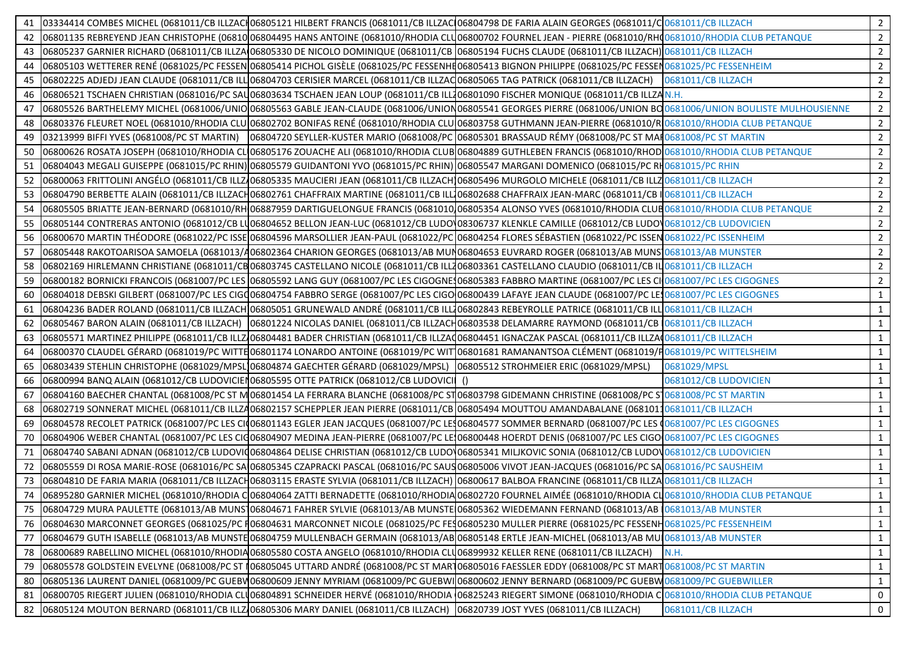| | | | | | |
|---|---|---|---|---|---|
| 41 | 03334414 COMBES MICHEL (0681011/CB ILLZACI | 06805121 HILBERT FRANCIS (0681011/CB ILLZAC | 06804798 DE FARIA ALAIN GEORGES (0681011/C | 0681011/CB ILLZACH | 2 |
| 42 | 06801135 REBREYEND JEAN CHRISTOPHE (06810 | 06804495 HANS ANTOINE (0681010/RHODIA CLU | 06800702 FOURNEL JEAN - PIERRE (0681010/RH | 0681010/RHODIA CLUB PETANQUE | 2 |
| 43 | 06805237 GARNIER RICHARD (0681011/CB ILLZA | 06805330 DE NICOLO DOMINIQUE (0681011/CB | 06805194 FUCHS CLAUDE (0681011/CB ILLZACH) | 0681011/CB ILLZACH | 2 |
| 44 | 06805103 WETTERER RENÉ (0681025/PC FESSEN | 06805414 PICHOL GISÈLE (0681025/PC FESSENHE | 06805413 BIGNON PHILIPPE (0681025/PC FESSEN | 0681025/PC FESSENHEIM | 2 |
| 45 | 06802225 ADJEDJ JEAN CLAUDE (0681011/CB ILL | 06804703 CERISIER MARCEL (0681011/CB ILLZAC | 06805065 TAG PATRICK (0681011/CB ILLZACH) | 0681011/CB ILLZACH | 2 |
| 46 | 06806521 TSCHAEN CHRISTIAN (0681016/PC SAU | 06803634 TSCHAEN JEAN LOUP (0681011/CB ILLZ | 06801090 FISCHER MONIQUE (0681011/CB ILLZA | N.H. | 2 |
| 47 | 06805526 BARTHELEMY MICHEL (0681006/UNIO | 06805563 GABLE JEAN-CLAUDE (0681006/UNION | 06805541 GEORGES PIERRE (0681006/UNION BO | 0681006/UNION BOULISTE MULHOUSIENNE | 2 |
| 48 | 06803376 FLEURET NOEL (0681010/RHODIA CLU | 06802702 BONIFAS RENÉ (0681010/RHODIA CLU | 06803758 GUTHMANN JEAN-PIERRE (0681010/R | 0681010/RHODIA CLUB PETANQUE | 2 |
| 49 | 03213999 BIFFI YVES (0681008/PC ST MARTIN) | 06804720 SEYLLER-KUSTER MARIO (0681008/PC | 06805301 BRASSAUD RÉMY (0681008/PC ST MA | 0681008/PC ST MARTIN | 2 |
| 50 | 06800626 ROSATA JOSEPH (0681010/RHODIA CL | 06805176 ZOUACHE ALI (0681010/RHODIA CLUB | 06804889 GUTHLEBEN FRANCIS (0681010/RHOD | 0681010/RHODIA CLUB PETANQUE | 2 |
| 51 | 06804043 MEGALI GUISEPPE (0681015/PC RHIN) | 06805579 GUIDANTONI YVO (0681015/PC RHIN) | 06805547 MARGANI DOMENICO (0681015/PC RH | 0681015/PC RHIN | 2 |
| 52 | 06800063 FRITTOLINI ANGÉLO (0681011/CB ILLZ | 06805335 MAUCIERI JEAN (0681011/CB ILLZACH) | 06805496 MURGOLO MICHELE (0681011/CB ILLZ | 0681011/CB ILLZACH | 2 |
| 53 | 06804790 BERBETTE ALAIN (0681011/CB ILLZACH | 06802761 CHAFFRAIX MARTINE (0681011/CB ILL | 06802688 CHAFFRAIX JEAN-MARC (0681011/CB I | 0681011/CB ILLZACH | 2 |
| 54 | 06805505 BRIATTE JEAN-BERNARD (0681010/RH | 06887959 DARTIGUELONGUE FRANCIS (0681010 | 06805354 ALONSO YVES (0681010/RHODIA CLUB | 0681010/RHODIA CLUB PETANQUE | 2 |
| 55 | 06805144 CONTRERAS ANTONIO (0681012/CB LU | 06804652 BELLON JEAN-LUC (0681012/CB LUDO | 08306737 KLENKLE CAMILLE (0681012/CB LUDO | 0681012/CB LUDOVICIEN | 2 |
| 56 | 06800670 MARTIN THÉODORE (0681022/PC ISSE | 06804596 MARSOLLIER JEAN-PAUL (0681022/PC | 06804254 FLORES SÉBASTIEN (0681022/PC ISSEN | 0681022/PC ISSENHEIM | 2 |
| 57 | 06805448 RAKOTOARISOA SAMOELA (0681013/A | 06802364 CHARION GEORGES (0681013/AB MUN | 06804653 EUVRARD ROGER (0681013/AB MUNS | 0681013/AB MUNSTER | 2 |
| 58 | 06802169 HIRLEMANN CHRISTIANE (0681011/CB | 06803745 CASTELLANO NICOLE (0681011/CB ILL | 06803361 CASTELLANO CLAUDIO (0681011/CB IL | 0681011/CB ILLZACH | 2 |
| 59 | 06800182 BORNICKI FRANCOIS (0681007/PC LES | 06805592 LANG GUY (0681007/PC LES CIGOGNES | 06805383 FABBRO MARTINE (0681007/PC LES CI | 0681007/PC LES CIGOGNES | 2 |
| 60 | 06804018 DEBSKI GILBERT (0681007/PC LES CIGO | 06804754 FABBRO SERGE (0681007/PC LES CIGO | 06800439 LAFAYE JEAN CLAUDE (0681007/PC LE | 0681007/PC LES CIGOGNES | 1 |
| 61 | 06804236 BADER ROLAND (0681011/CB ILLZACH | 06805051 GRUNEWALD ANDRÉ (0681011/CB ILL | 06802843 REBEYROLLE PATRICE (0681011/CB ILL | 0681011/CB ILLZACH | 1 |
| 62 | 06805467 BARON ALAIN (0681011/CB ILLZACH) | 06801224 NICOLAS DANIEL (0681011/CB ILLZACH | 06803538 DELAMARRE RAYMOND (0681011/CB | 0681011/CB ILLZACH | 1 |
| 63 | 06805571 MARTINEZ PHILIPPE (0681011/CB ILLZ | 06804481 BADER CHRISTIAN (0681011/CB ILLZA | 06804451 IGNACZAK PASCAL (0681011/CB ILLZA | 0681011/CB ILLZACH | 1 |
| 64 | 06800370 CLAUDEL GÉRARD (0681019/PC WITTE | 06801174 LONARDO ANTOINE (0681019/PC WIT | 06801681 RAMANANTSOA CLÉMENT (0681019/P | 0681019/PC WITTELSHEIM | 1 |
| 65 | 06803439 STEHLIN CHRISTOPHE (0681029/MPSL | 06804874 GAECHTER GÉRARD (0681029/MPSL) | 06805512 STROHMEIER ERIC (0681029/MPSL) | 0681029/MPSL | 1 |
| 66 | 06800994 BANQ ALAIN (0681012/CB LUDOVICIE | 06805595 OTTE PATRICK (0681012/CB LUDOVICI | () | 0681012/CB LUDOVICIEN | 1 |
| 67 | 06804160 BAECHER CHANTAL (0681008/PC ST M | 06801454 LA FERRARA BLANCHE (0681008/PC ST | 06803798 GIDEMANN CHRISTINE (0681008/PC S | 0681008/PC ST MARTIN | 1 |
| 68 | 06802719 SONNERAT MICHEL (0681011/CB ILLZA | 06802157 SCHEPPLER JEAN PIERRE (0681011/CB | 06805494 MOUTTOU AMANDABALANE (068101 | 0681011/CB ILLZACH | 1 |
| 69 | 06804578 RECOLET PATRICK (0681007/PC LES CI | 06801143 EGLER JEAN JACQUES (0681007/PC LE | 06804577 SOMMER BERNARD (0681007/PC LES | 0681007/PC LES CIGOGNES | 1 |
| 70 | 06804906 WEBER CHANTAL (0681007/PC LES CIG | 06804907 MEDINA JEAN-PIERRE (0681007/PC LE | 06800448 HOERDT DENIS (0681007/PC LES CIGO | 0681007/PC LES CIGOGNES | 1 |
| 71 | 06804740 SABANI ADNAN (0681012/CB LUDOVI | 06804864 DELISE CHRISTIAN (0681012/CB LUDO | 06805341 MILJKOVIC SONIA (0681012/CB LUDO | 0681012/CB LUDOVICIEN | 1 |
| 72 | 06805559 DI ROSA MARIE-ROSE (0681016/PC SA | 06805345 CZAPRACKI PASCAL (0681016/PC SAUS | 06805006 VIVOT JEAN-JACQUES (0681016/PC SA | 0681016/PC SAUSHEIM | 1 |
| 73 | 06804810 DE FARIA MARIA (0681011/CB ILLZACH | 06803115 ERASTE SYLVIA (0681011/CB ILLZACH) | 06800617 BALBOA FRANCINE (0681011/CB ILLZA | 0681011/CB ILLZACH | 1 |
| 74 | 06895280 GARNIER MICHEL (0681010/RHODIA C | 06804064 ZATTI BERNADETTE (0681010/RHODIA | 06802720 FOURNEL AIMÉE (0681010/RHODIA CL | 0681010/RHODIA CLUB PETANQUE | 1 |
| 75 | 06804729 MURA PAULETTE (0681013/AB MUNS | 06804671 FAHRER SYLVIE (0681013/AB MUNSTE | 06805362 WIEDEMANN FERNAND (0681013/AB | 0681013/AB MUNSTER | 1 |
| 76 | 06804630 MARCONNET GEORGES (0681025/PC F | 06804631 MARCONNET NICOLE (0681025/PC FE | 06805230 MULLER PIERRE (0681025/PC FESSENH | 0681025/PC FESSENHEIM | 1 |
| 77 | 06804679 GUTH ISABELLE (0681013/AB MUNSTE | 06804759 MULLENBACH GERMAIN (0681013/AB | 06805148 ERTLE JEAN-MICHEL (0681013/AB MU | 0681013/AB MUNSTER | 1 |
| 78 | 06800689 RABELLINO MICHEL (0681010/RHODIA | 06805580 COSTA ANGELO (0681010/RHODIA CLU | 06899932 KELLER RENE (0681011/CB ILLZACH) | N.H. | 1 |
| 79 | 06805578 GOLDSTEIN EVELYNE (0681008/PC ST | 06805045 UTTARD ANDRÉ (0681008/PC ST MAR | 06805016 FAESSLER EDDY (0681008/PC ST MART | 0681008/PC ST MARTIN | 1 |
| 80 | 06805136 LAURENT DANIEL (0681009/PC GUEBW | 06800609 JENNY MYRIAM (0681009/PC GUEBWI | 06800602 JENNY BERNARD (0681009/PC GUEBW | 0681009/PC GUEBWILLER | 1 |
| 81 | 06800705 RIEGERT JULIEN (0681010/RHODIA CL | 06804891 SCHNEIDER HERVÉ (0681010/RHODIA | 06825243 RIEGERT SIMONE (0681010/RHODIA C | 0681010/RHODIA CLUB PETANQUE | 0 |
| 82 | 06805124 MOUTON BERNARD (0681011/CB ILLZ | 06805306 MARY DANIEL (0681011/CB ILLZACH) | 06820739 JOST YVES (0681011/CB ILLZACH) | 0681011/CB ILLZACH | 0 |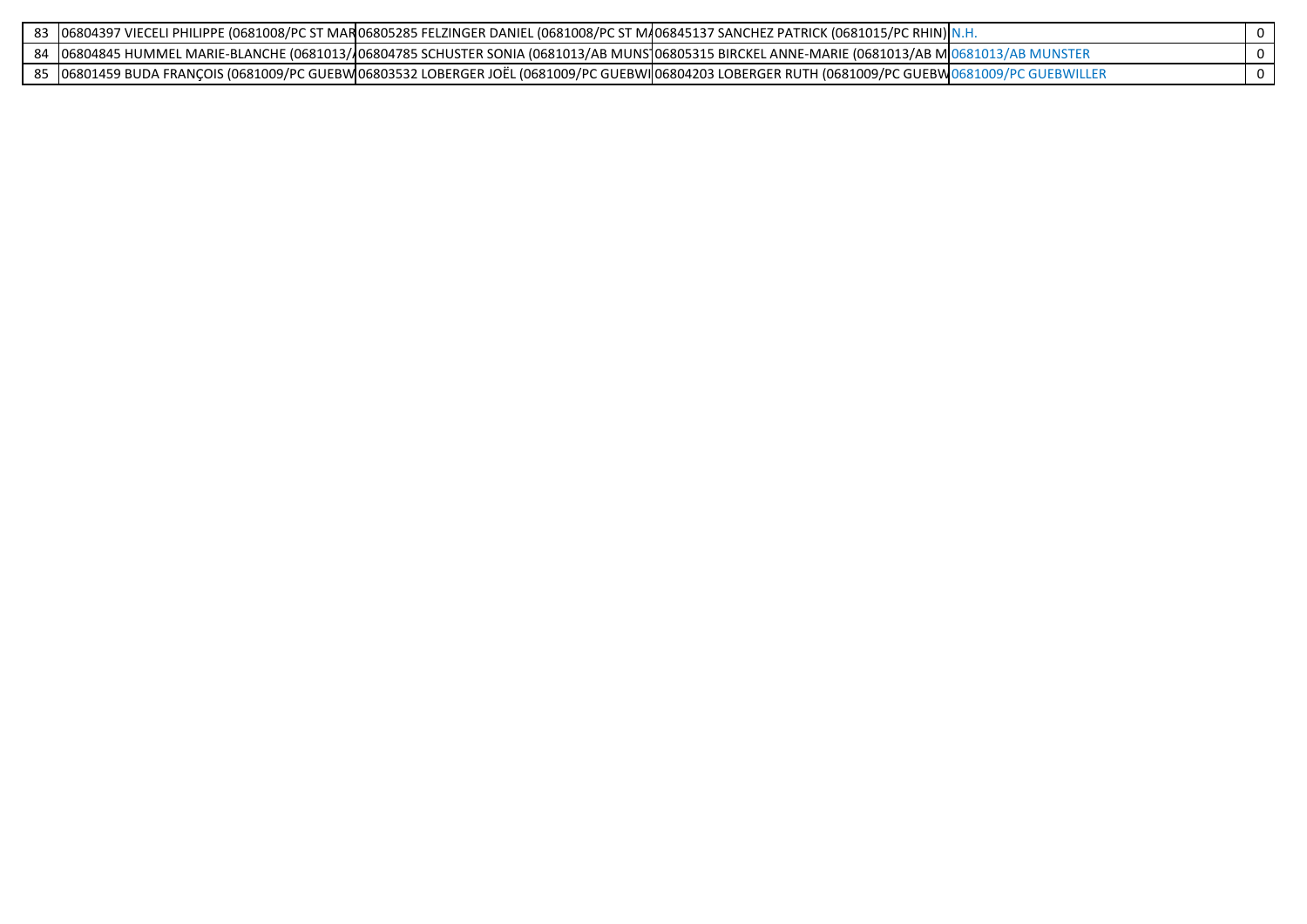| | | | | | |
|---|---|---|---|---|---|
| 83 | 06804397 VIECELI PHILIPPE (0681008/PC ST MAR | 06805285 FELZINGER DANIEL (0681008/PC ST MA | 06845137 SANCHEZ PATRICK (0681015/PC RHIN) | N.H. | 0 |
| 84 | 06804845 HUMMEL MARIE-BLANCHE (0681013/A | 06804785 SCHUSTER SONIA (0681013/AB MUNST | 06805315 BIRCKEL ANNE-MARIE (0681013/AB M | 0681013/AB MUNSTER | 0 |
| 85 | 06801459 BUDA FRANÇOIS (0681009/PC GUEBW | 06803532 LOBERGER JOËL (0681009/PC GUEBWI | 06804203 LOBERGER RUTH (0681009/PC GUEBW | 0681009/PC GUEBWILLER | 0 |